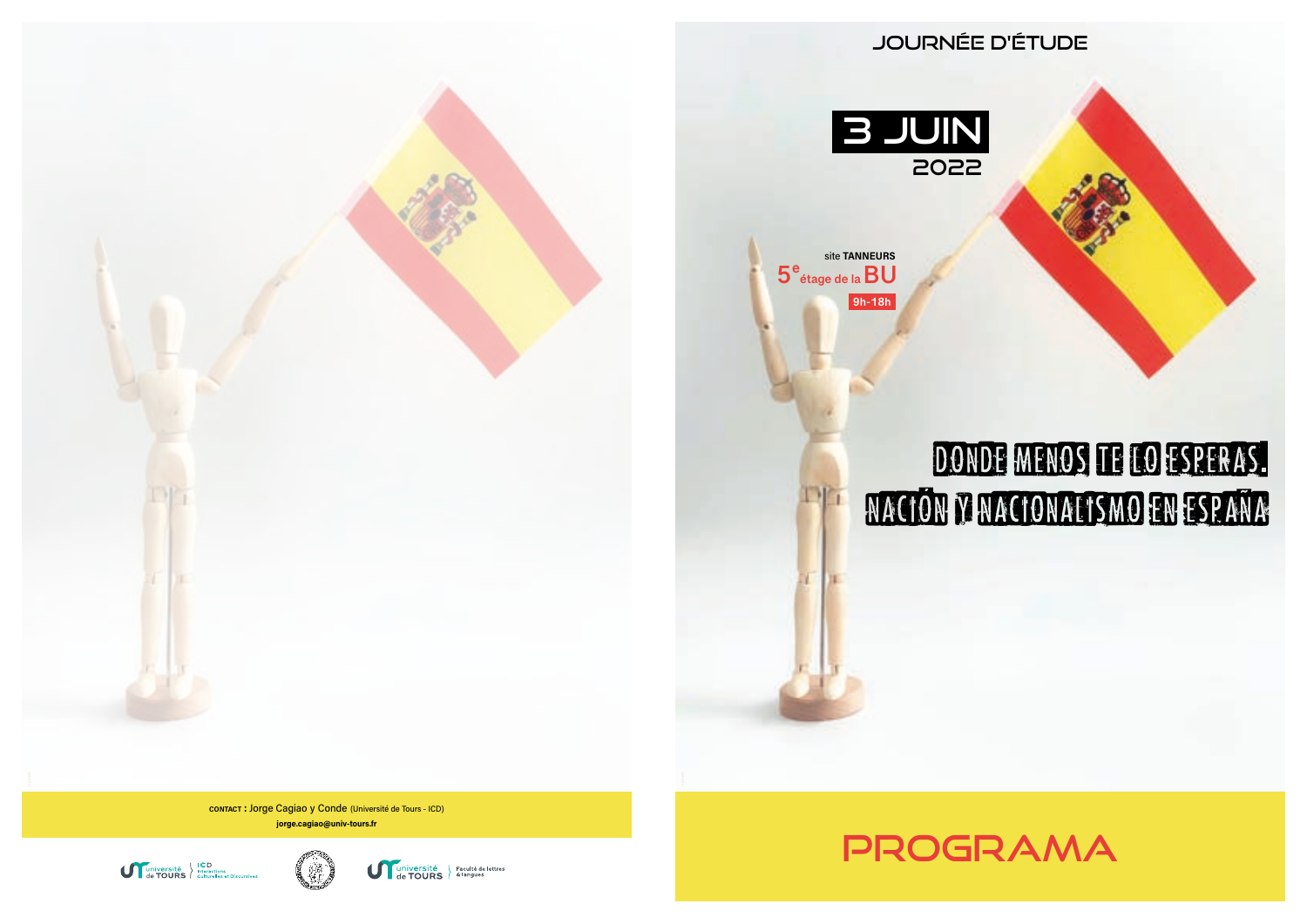CONTACT : Jorge Cagiao y Conde (Université de Tours - ICD)

jorge.cagiao@univ-tours.fr

université de TOURS | ICD Interactions Culturelles et Discursives

université de TOURS | Faculté de lettres & langues

# JOURNÉE D'ÉTUDE

**3 JUIN**

**2022**

site **TANNEURS**

5[e] étage de la **BU**

**9h-18h**

## DONDE MENOS TE LO ESPERAS. NACIÓN Y NACIONALISMO EN ESPAÑA

# PROGRAMA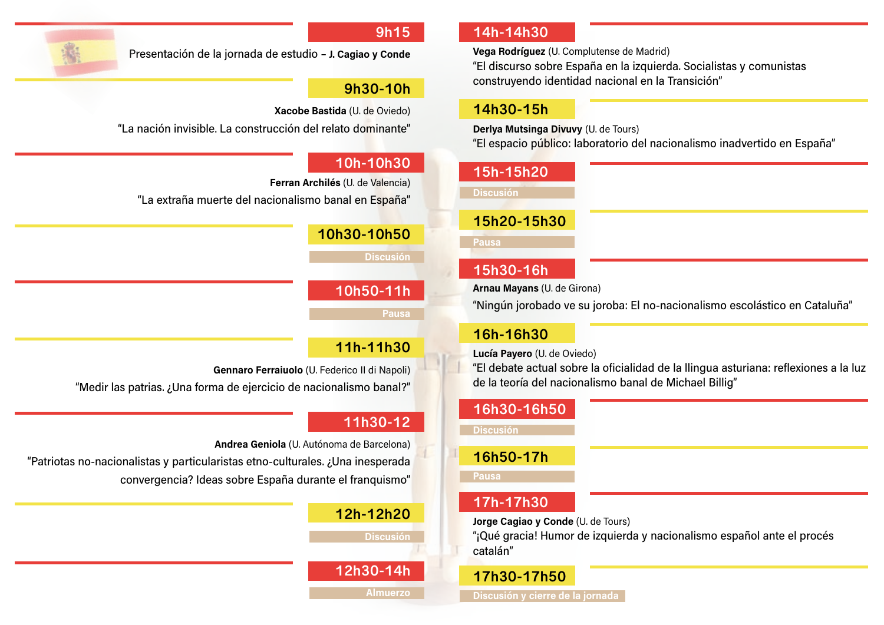**9h15**

Presentación de la jornada de estudio – **J. Cagiao y Conde**

**9h30-10h**

**Xacobe Bastida** (U. de Oviedo)

"La nación invisible. La construcción del relato dominante"

**10h-10h30**

**Ferran Archilés** (U. de Valencia)

"La extraña muerte del nacionalismo banal en España"

**10h30-10h50**

Discusión

**10h50-11h**

Pausa

**11h-11h30**

**Gennaro Ferraiuolo** (U. Federico II di Napoli)

"Medir las patrias. ¿Una forma de ejercicio de nacionalismo banal?"

**11h30-12**

**Andrea Geniola** (U. Autónoma de Barcelona)

"Patriotas no-nacionalistas y particularistas etno-culturales. ¿Una inesperada convergencia? Ideas sobre España durante el franquismo"

**12h-12h20**

Discusión

**12h30-14h**

Almuerzo

**14h-14h30**

**Vega Rodríguez** (U. Complutense de Madrid)

"El discurso sobre España en la izquierda. Socialistas y comunistas construyendo identidad nacional en la Transición"

**14h30-15h**

**Derlya Mutsinga Divuvy** (U. de Tours)

"El espacio público: laboratorio del nacionalismo inadvertido en España"

**15h-15h20**

Discusión

**15h20-15h30**

Pausa

**15h30-16h**

**Arnau Mayans** (U. de Girona)

"Ningún jorobado ve su joroba: El no-nacionalismo escolástico en Cataluña"

**16h-16h30**

**Lucía Payero** (U. de Oviedo)

"El debate actual sobre la oficialidad de la llingua asturiana: reflexiones a la luz de la teoría del nacionalismo banal de Michael Billig"

**16h30-16h50**

Discusión

**16h50-17h**

Pausa

**17h-17h30**

**Jorge Cagiao y Conde** (U. de Tours)

"¡Qué gracia! Humor de izquierda y nacionalismo español ante el procés catalán"

**17h30-17h50**

Discusión y cierre de la jornada